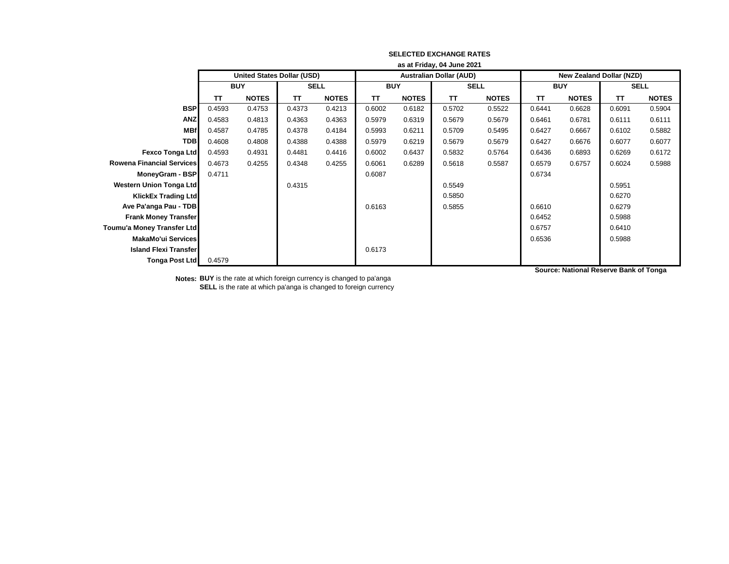**SELECTED EXCHANGE RATES**

**as at Friday, 04 June 2021**

| | United States Dollar (USD) | | | | Australian Dollar (AUD) | | | | New Zealand Dollar (NZD) | | | |
|---|---|---|---|---|---|---|---|---|---|---|---|---|
| | BUY | | SELL | | BUY | | SELL | | BUY | | SELL | |
| | TT | NOTES | TT | NOTES | TT | NOTES | TT | NOTES | TT | NOTES | TT | NOTES |
| **BSP** | 0.4593 | 0.4753 | 0.4373 | 0.4213 | 0.6002 | 0.6182 | 0.5702 | 0.5522 | 0.6441 | 0.6628 | 0.6091 | 0.5904 |
| **ANZ** | 0.4583 | 0.4813 | 0.4363 | 0.4363 | 0.5979 | 0.6319 | 0.5679 | 0.5679 | 0.6461 | 0.6781 | 0.6111 | 0.6111 |
| **MBf** | 0.4587 | 0.4785 | 0.4378 | 0.4184 | 0.5993 | 0.6211 | 0.5709 | 0.5495 | 0.6427 | 0.6667 | 0.6102 | 0.5882 |
| **TDB** | 0.4608 | 0.4808 | 0.4388 | 0.4388 | 0.5979 | 0.6219 | 0.5679 | 0.5679 | 0.6427 | 0.6676 | 0.6077 | 0.6077 |
| **Fexco Tonga Ltd** | 0.4593 | 0.4931 | 0.4481 | 0.4416 | 0.6002 | 0.6437 | 0.5832 | 0.5764 | 0.6436 | 0.6893 | 0.6269 | 0.6172 |
| **Rowena Financial Services** | 0.4673 | 0.4255 | 0.4348 | 0.4255 | 0.6061 | 0.6289 | 0.5618 | 0.5587 | 0.6579 | 0.6757 | 0.6024 | 0.5988 |
| **MoneyGram - BSP** | 0.4711 | | | | 0.6087 | | | | 0.6734 | | | |
| **Western Union Tonga Ltd** | | | 0.4315 | | | | 0.5549 | | | | 0.5951 | |
| **KlickEx Trading Ltd** | | | | | | | 0.5850 | | | | 0.6270 | |
| **Ave Pa'anga Pau - TDB** | | | | | 0.6163 | | 0.5855 | | 0.6610 | | 0.6279 | |
| **Frank Money Transfer** | | | | | | | | | 0.6452 | | 0.5988 | |
| **Toumu'a Money Transfer Ltd** | | | | | | | | | 0.6757 | | 0.6410 | |
| **MakaMo'ui Services** | | | | | | | | | 0.6536 | | 0.5988 | |
| **Island Flexi Transfer** | | | | | 0.6173 | | | | | | | |
| **Tonga Post Ltd** | 0.4579 | | | | | | | | | | | |

**Source: National Reserve Bank of Tonga**

**Notes:** **BUY** is the rate at which foreign currency is changed to pa'anga
**SELL** is the rate at which pa'anga is changed to foreign currency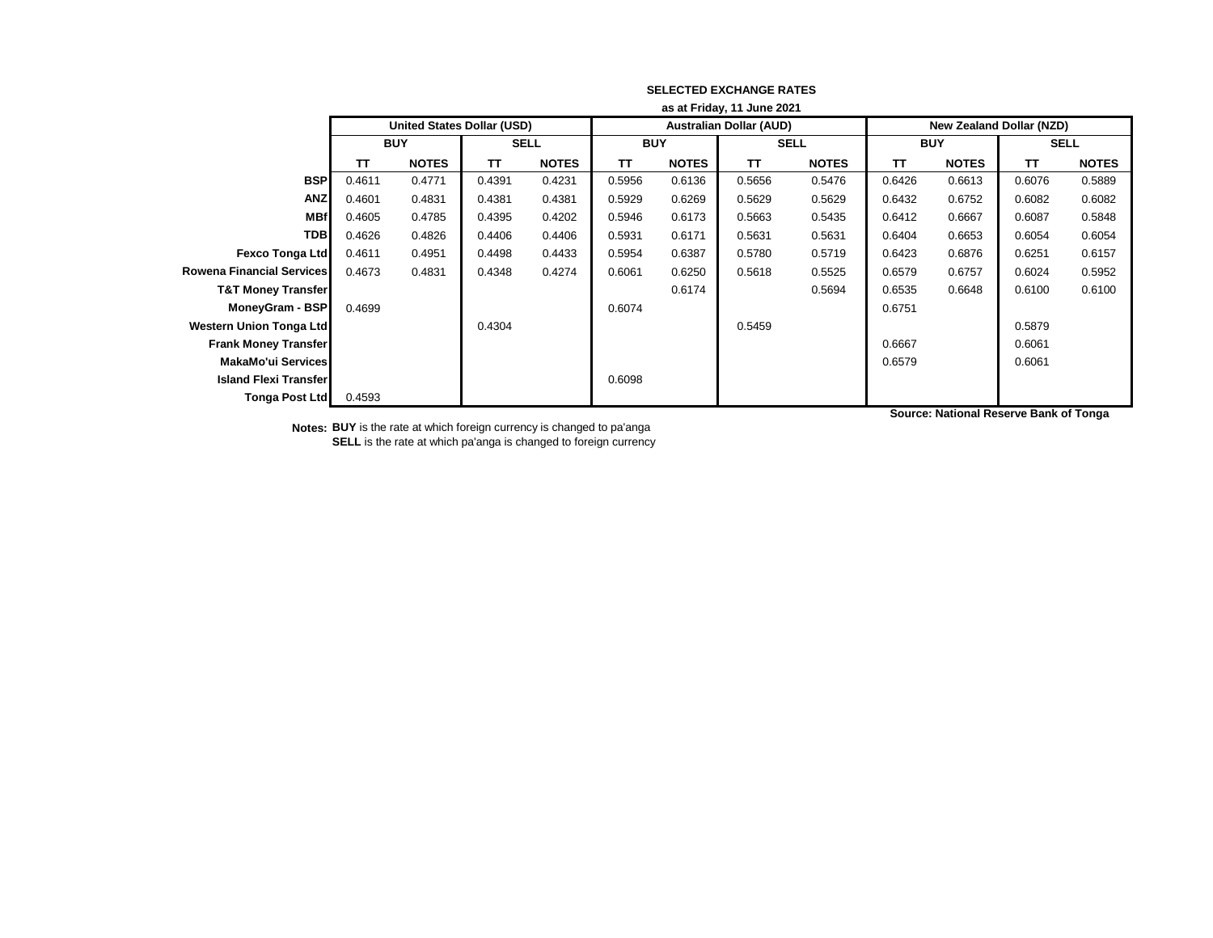**SELECTED EXCHANGE RATES**

**as at Friday, 11 June 2021**

| | United States Dollar (USD) | | | | Australian Dollar (AUD) | | | | New Zealand Dollar (NZD) | | | |
|---|---|---|---|---|---|---|---|---|---|---|---|---|
| | BUY | | SELL | | BUY | | SELL | | BUY | | SELL | |
| | TT | NOTES | TT | NOTES | TT | NOTES | TT | NOTES | TT | NOTES | TT | NOTES |
| **BSP** | 0.4611 | 0.4771 | 0.4391 | 0.4231 | 0.5956 | 0.6136 | 0.5656 | 0.5476 | 0.6426 | 0.6613 | 0.6076 | 0.5889 |
| **ANZ** | 0.4601 | 0.4831 | 0.4381 | 0.4381 | 0.5929 | 0.6269 | 0.5629 | 0.5629 | 0.6432 | 0.6752 | 0.6082 | 0.6082 |
| **MBf** | 0.4605 | 0.4785 | 0.4395 | 0.4202 | 0.5946 | 0.6173 | 0.5663 | 0.5435 | 0.6412 | 0.6667 | 0.6087 | 0.5848 |
| **TDB** | 0.4626 | 0.4826 | 0.4406 | 0.4406 | 0.5931 | 0.6171 | 0.5631 | 0.5631 | 0.6404 | 0.6653 | 0.6054 | 0.6054 |
| **Fexco Tonga Ltd** | 0.4611 | 0.4951 | 0.4498 | 0.4433 | 0.5954 | 0.6387 | 0.5780 | 0.5719 | 0.6423 | 0.6876 | 0.6251 | 0.6157 |
| **Rowena Financial Services** | 0.4673 | 0.4831 | 0.4348 | 0.4274 | 0.6061 | 0.6250 | 0.5618 | 0.5525 | 0.6579 | 0.6757 | 0.6024 | 0.5952 |
| **T&T Money Transfer** | | | | | | 0.6174 | | 0.5694 | 0.6535 | 0.6648 | 0.6100 | 0.6100 |
| **MoneyGram - BSP** | 0.4699 | | | | 0.6074 | | | | 0.6751 | | | |
| **Western Union Tonga Ltd** | | | 0.4304 | | | | 0.5459 | | | | 0.5879 | |
| **Frank Money Transfer** | | | | | | | | | 0.6667 | | 0.6061 | |
| **MakaMo'ui Services** | | | | | | | | | 0.6579 | | 0.6061 | |
| **Island Flexi Transfer** | | | | | 0.6098 | | | | | | | |
| **Tonga Post Ltd** | 0.4593 | | | | | | | | | | | |

**Source: National Reserve Bank of Tonga**

**Notes:** **BUY** is the rate at which foreign currency is changed to pa'anga
**SELL** is the rate at which pa'anga is changed to foreign currency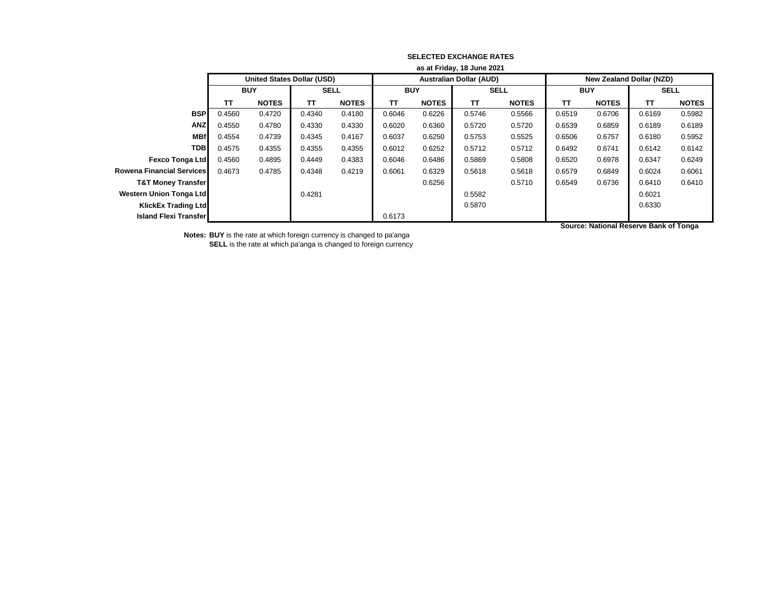**SELECTED EXCHANGE RATES**

**as at Friday, 18 June 2021**

| | United States Dollar (USD) | | | | Australian Dollar (AUD) | | | | New Zealand Dollar (NZD) | | | |
|---|---|---|---|---|---|---|---|---|---|---|---|---|
| | BUY | | SELL | | BUY | | SELL | | BUY | | SELL | |
| | TT | NOTES | TT | NOTES | TT | NOTES | TT | NOTES | TT | NOTES | TT | NOTES |
| **BSP** | 0.4560 | 0.4720 | 0.4340 | 0.4180 | 0.6046 | 0.6226 | 0.5746 | 0.5566 | 0.6519 | 0.6706 | 0.6169 | 0.5982 |
| **ANZ** | 0.4550 | 0.4780 | 0.4330 | 0.4330 | 0.6020 | 0.6360 | 0.5720 | 0.5720 | 0.6539 | 0.6859 | 0.6189 | 0.6189 |
| **MBf** | 0.4554 | 0.4739 | 0.4345 | 0.4167 | 0.6037 | 0.6250 | 0.5753 | 0.5525 | 0.6506 | 0.6757 | 0.6180 | 0.5952 |
| **TDB** | 0.4575 | 0.4355 | 0.4355 | 0.4355 | 0.6012 | 0.6252 | 0.5712 | 0.5712 | 0.6492 | 0.6741 | 0.6142 | 0.6142 |
| **Fexco Tonga Ltd** | 0.4560 | 0.4895 | 0.4449 | 0.4383 | 0.6046 | 0.6486 | 0.5869 | 0.5808 | 0.6520 | 0.6978 | 0.6347 | 0.6249 |
| **Rowena Financial Services** | 0.4673 | 0.4785 | 0.4348 | 0.4219 | 0.6061 | 0.6329 | 0.5618 | 0.5618 | 0.6579 | 0.6849 | 0.6024 | 0.6061 |
| **T&T Money Transfer** | | | | | | 0.6256 | | 0.5710 | 0.6549 | 0.6736 | 0.6410 | 0.6410 |
| **Western Union Tonga Ltd** | | | 0.4281 | | | | 0.5582 | | | | 0.6021 | |
| **KlickEx Trading Ltd** | | | | | | | 0.5870 | | | | 0.6330 | |
| **Island Flexi Transfer** | | | | | 0.6173 | | | | | | | |

**Source: National Reserve Bank of Tonga**

**Notes:** **BUY** is the rate at which foreign currency is changed to pa'anga
**SELL** is the rate at which pa'anga is changed to foreign currency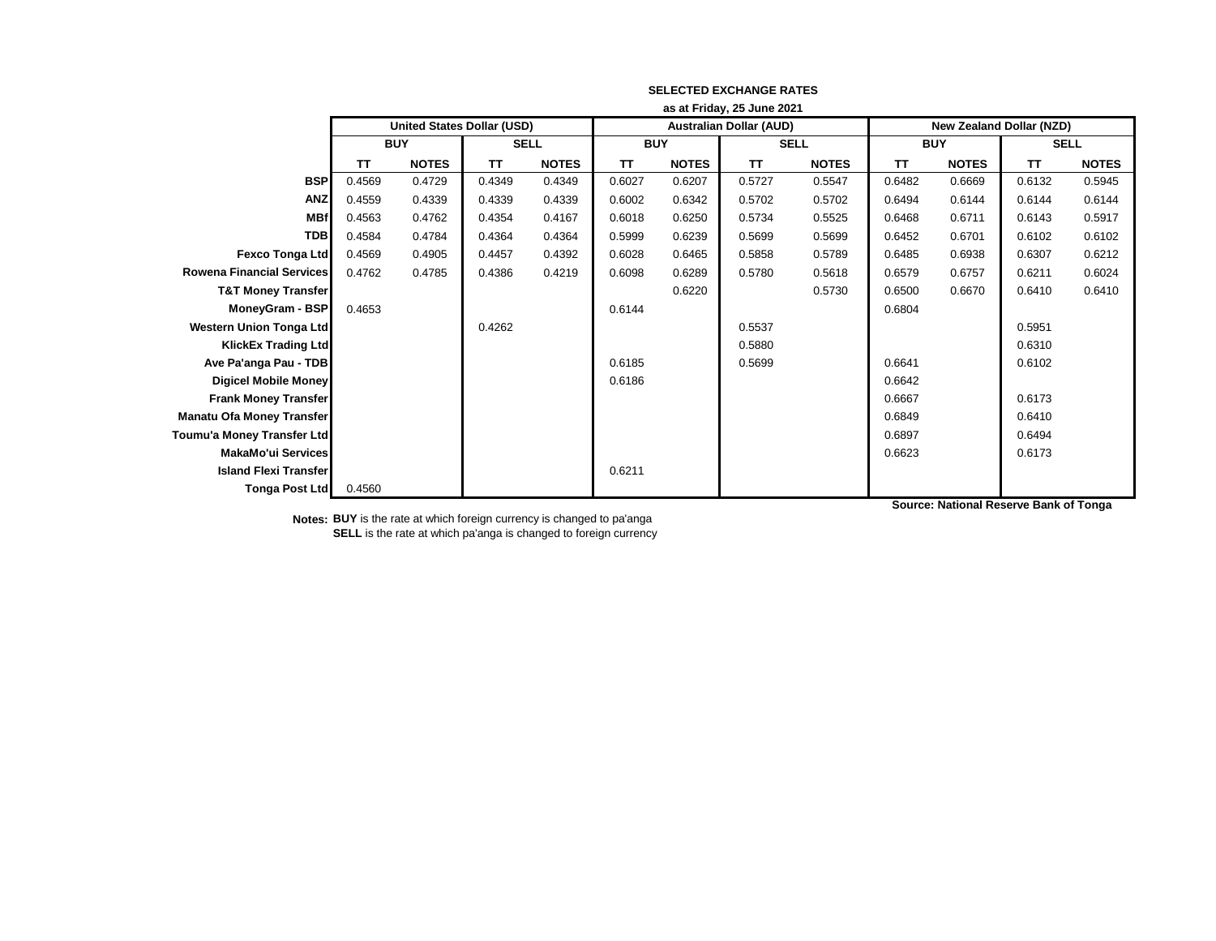**SELECTED EXCHANGE RATES**

**as at Friday, 25 June 2021**

| | United States Dollar (USD) | | | | Australian Dollar (AUD) | | | | New Zealand Dollar (NZD) | | | |
|---|---|---|---|---|---|---|---|---|---|---|---|---|
| | BUY | | SELL | | BUY | | SELL | | BUY | | SELL | |
| | TT | NOTES | TT | NOTES | TT | NOTES | TT | NOTES | TT | NOTES | TT | NOTES |
| **BSP** | 0.4569 | 0.4729 | 0.4349 | 0.4349 | 0.6027 | 0.6207 | 0.5727 | 0.5547 | 0.6482 | 0.6669 | 0.6132 | 0.5945 |
| **ANZ** | 0.4559 | 0.4339 | 0.4339 | 0.4339 | 0.6002 | 0.6342 | 0.5702 | 0.5702 | 0.6494 | 0.6144 | 0.6144 | 0.6144 |
| **MBf** | 0.4563 | 0.4762 | 0.4354 | 0.4167 | 0.6018 | 0.6250 | 0.5734 | 0.5525 | 0.6468 | 0.6711 | 0.6143 | 0.5917 |
| **TDB** | 0.4584 | 0.4784 | 0.4364 | 0.4364 | 0.5999 | 0.6239 | 0.5699 | 0.5699 | 0.6452 | 0.6701 | 0.6102 | 0.6102 |
| **Fexco Tonga Ltd** | 0.4569 | 0.4905 | 0.4457 | 0.4392 | 0.6028 | 0.6465 | 0.5858 | 0.5789 | 0.6485 | 0.6938 | 0.6307 | 0.6212 |
| **Rowena Financial Services** | 0.4762 | 0.4785 | 0.4386 | 0.4219 | 0.6098 | 0.6289 | 0.5780 | 0.5618 | 0.6579 | 0.6757 | 0.6211 | 0.6024 |
| **T&T Money Transfer** | | | | | | 0.6220 | | 0.5730 | 0.6500 | 0.6670 | 0.6410 | 0.6410 |
| **MoneyGram - BSP** | 0.4653 | | | | 0.6144 | | | | 0.6804 | | | |
| **Western Union Tonga Ltd** | | | 0.4262 | | | | 0.5537 | | | | 0.5951 | |
| **KlickEx Trading Ltd** | | | | | | | 0.5880 | | | | 0.6310 | |
| **Ave Pa'anga Pau - TDB** | | | | | 0.6185 | | 0.5699 | | 0.6641 | | 0.6102 | |
| **Digicel Mobile Money** | | | | | 0.6186 | | | | 0.6642 | | | |
| **Frank Money Transfer** | | | | | | | | | 0.6667 | | 0.6173 | |
| **Manatu Ofa Money Transfer** | | | | | | | | | 0.6849 | | 0.6410 | |
| **Toumu'a Money Transfer Ltd** | | | | | | | | | 0.6897 | | 0.6494 | |
| **MakaMo'ui Services** | | | | | | | | | 0.6623 | | 0.6173 | |
| **Island Flexi Transfer** | | | | | 0.6211 | | | | | | | |
| **Tonga Post Ltd** | 0.4560 | | | | | | | | | | | |

**Source: National Reserve Bank of Tonga**

**Notes:** **BUY** is the rate at which foreign currency is changed to pa'anga
**SELL** is the rate at which pa'anga is changed to foreign currency